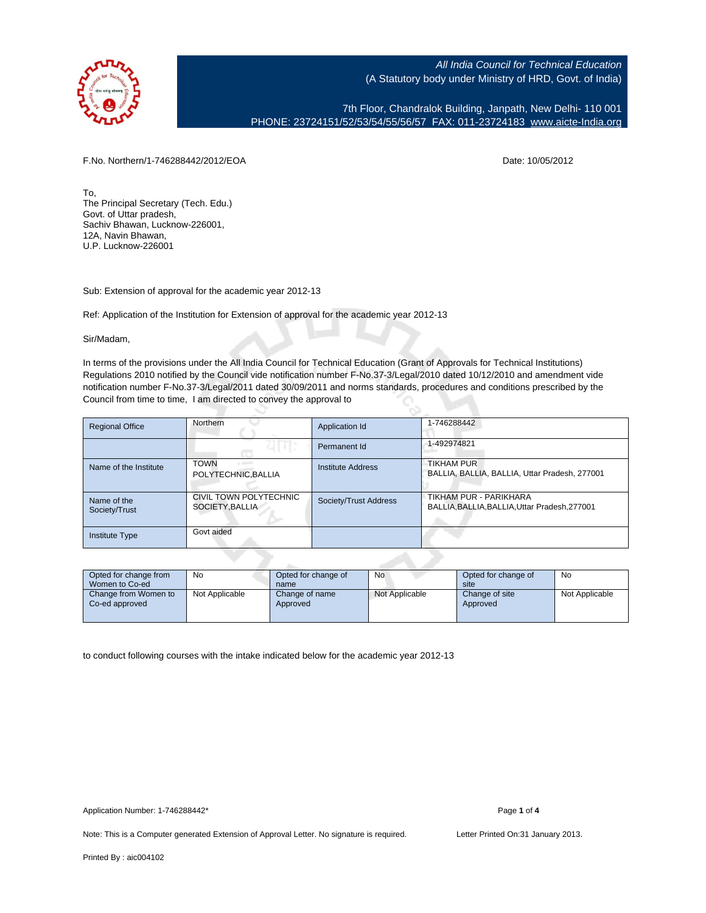All India Council for Technical Education
(A Statutory body under Ministry of HRD, Govt. of India)

7th Floor, Chandralok Building, Janpath, New Delhi- 110 001
PHONE: 23724151/52/53/54/55/56/57 FAX: 011-23724183 www.aicte-India.org

F.No. Northern/1-746288442/2012/EOA

Date: 10/05/2012

To,
The Principal Secretary (Tech. Edu.)
Govt. of Uttar pradesh,
Sachiv Bhawan, Lucknow-226001,
12A, Navin Bhawan,
U.P. Lucknow-226001

Sub: Extension of approval for the academic year 2012-13

Ref: Application of the Institution for Extension of approval for the academic year 2012-13

Sir/Madam,

In terms of the provisions under the All India Council for Technical Education (Grant of Approvals for Technical Institutions) Regulations 2010 notified by the Council vide notification number F-No.37-3/Legal/2010 dated 10/12/2010 and amendment vide notification number F-No.37-3/Legal/2011 dated 30/09/2011 and norms standards, procedures and conditions prescribed by the Council from time to time, I am directed to convey the approval to

| Regional Office | Northern | Application Id | 1-746288442 |
|---|---|---|---|
| | | Permanent Id | 1-492974821 |
| Name of the Institute | TOWN POLYTECHNIC,BALLIA | Institute Address | TIKHAM PUR BALLIA, BALLIA, BALLIA, Uttar Pradesh, 277001 |
| Name of the Society/Trust | CIVIL TOWN POLYTECHNIC SOCIETY,BALLIA | Society/Trust Address | TIKHAM PUR - PARIKHARA BALLIA,BALLIA,BALLIA,Uttar Pradesh,277001 |
| Institute Type | Govt aided | | |

| Opted for change from Women to Co-ed | No | Opted for change of name | No | Opted for change of site | No |
|---|---|---|---|---|---|
| Change from Women to Co-ed approved | Not Applicable | Change of name Approved | Not Applicable | Change of site Approved | Not Applicable |

to conduct following courses with the intake indicated below for the academic year 2012-13

Application Number: 1-746288442*

Note: This is a Computer generated Extension of Approval Letter. No signature is required.

Letter Printed On:31 January 2013.

Printed By : aic004102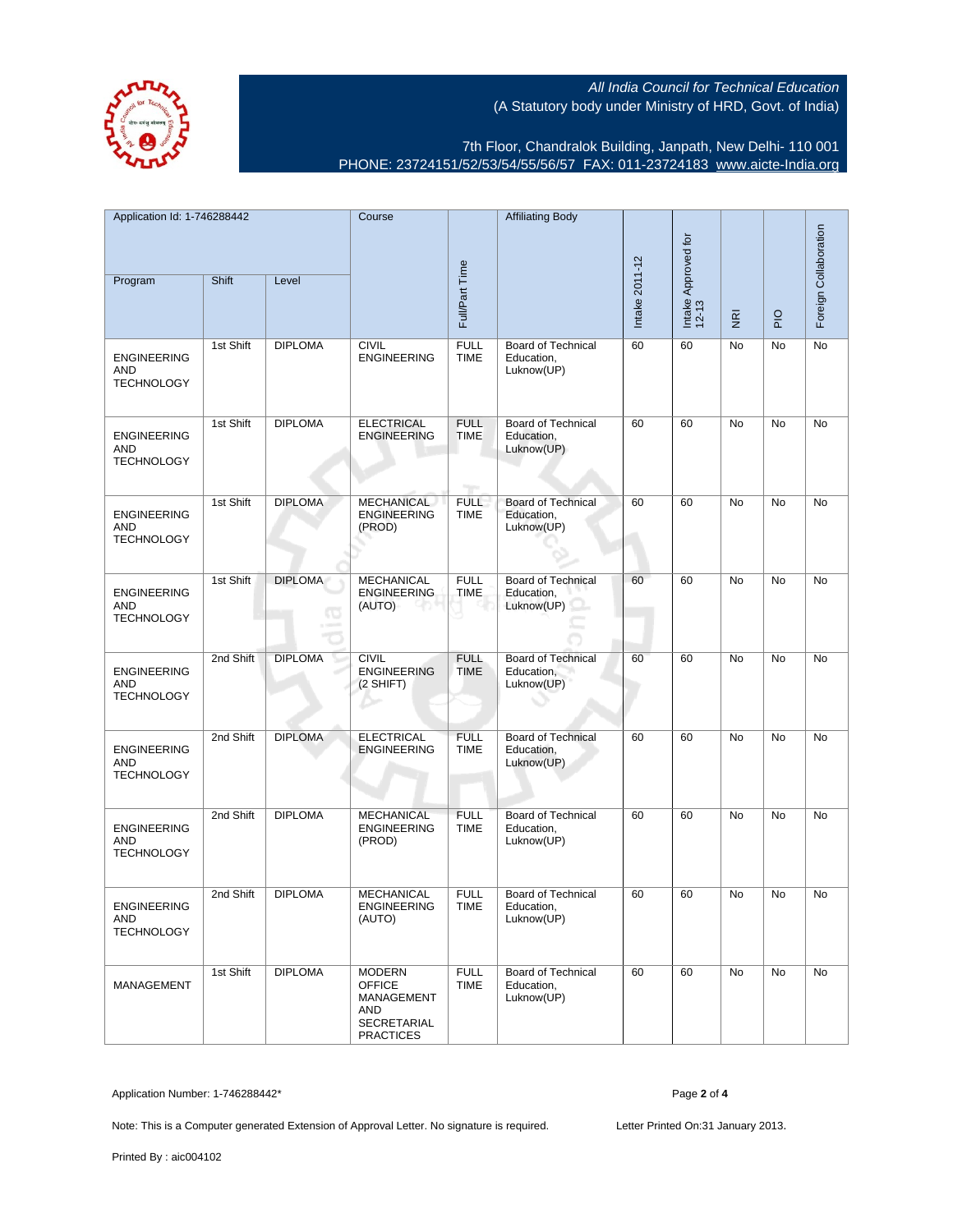All India Council for Technical Education
(A Statutory body under Ministry of HRD, Govt. of India)

7th Floor, Chandralok Building, Janpath, New Delhi- 110 001
PHONE: 23724151/52/53/54/55/56/57 FAX: 011-23724183 www.aicte-India.org

| Application Id: 1-746288442 | | | Course | Full/Part Time | Affiliating Body | Intake 2011-12 | Intake Approved for 12-13 | NRI | PIO | Foreign Collaboration |
|---|---|---|---|---|---|---|---|---|---|---|
| Program | Shift | Level | | | | | | | | |
| ENGINEERING AND TECHNOLOGY | 1st Shift | DIPLOMA | CIVIL ENGINEERING | FULL TIME | Board of Technical Education, Luknow(UP) | 60 | 60 | No | No | No |
| ENGINEERING AND TECHNOLOGY | 1st Shift | DIPLOMA | ELECTRICAL ENGINEERING | FULL TIME | Board of Technical Education, Luknow(UP) | 60 | 60 | No | No | No |
| ENGINEERING AND TECHNOLOGY | 1st Shift | DIPLOMA | MECHANICAL ENGINEERING (PROD) | FULL TIME | Board of Technical Education, Luknow(UP) | 60 | 60 | No | No | No |
| ENGINEERING AND TECHNOLOGY | 1st Shift | DIPLOMA | MECHANICAL ENGINEERING (AUTO) | FULL TIME | Board of Technical Education, Luknow(UP) | 60 | 60 | No | No | No |
| ENGINEERING AND TECHNOLOGY | 2nd Shift | DIPLOMA | CIVIL ENGINEERING (2 SHIFT) | FULL TIME | Board of Technical Education, Luknow(UP) | 60 | 60 | No | No | No |
| ENGINEERING AND TECHNOLOGY | 2nd Shift | DIPLOMA | ELECTRICAL ENGINEERING | FULL TIME | Board of Technical Education, Luknow(UP) | 60 | 60 | No | No | No |
| ENGINEERING AND TECHNOLOGY | 2nd Shift | DIPLOMA | MECHANICAL ENGINEERING (PROD) | FULL TIME | Board of Technical Education, Luknow(UP) | 60 | 60 | No | No | No |
| ENGINEERING AND TECHNOLOGY | 2nd Shift | DIPLOMA | MECHANICAL ENGINEERING (AUTO) | FULL TIME | Board of Technical Education, Luknow(UP) | 60 | 60 | No | No | No |
| MANAGEMENT | 1st Shift | DIPLOMA | MODERN OFFICE MANAGEMENT AND SECRETARIAL PRACTICES | FULL TIME | Board of Technical Education, Luknow(UP) | 60 | 60 | No | No | No |

Application Number: 1-746288442*

Note: This is a Computer generated Extension of Approval Letter. No signature is required.

Letter Printed On:31 January 2013.

Printed By : aic004102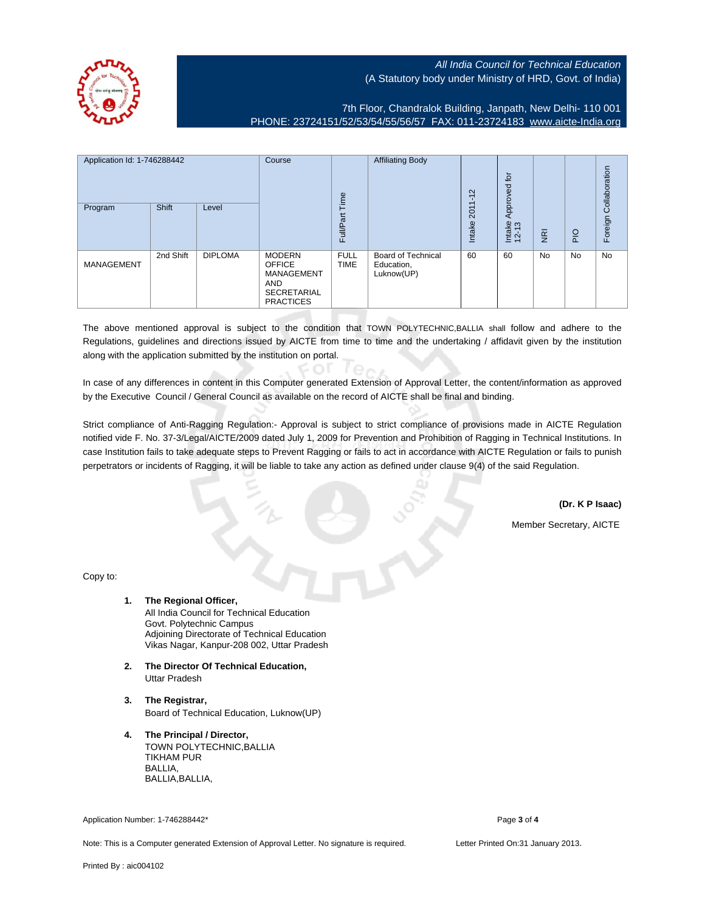All India Council for Technical Education
(A Statutory body under Ministry of HRD, Govt. of India)

7th Floor, Chandralok Building, Janpath, New Delhi- 110 001
PHONE: 23724151/52/53/54/55/56/57 FAX: 011-23724183 www.aicte-India.org

| Application Id: 1-746288442 | | | Course | Full/Part Time | Affiliating Body | Intake 2011-12 | Intake Approved for 12-13 | NRI | PIO | Foreign Collaboration |
|---|---|---|---|---|---|---|---|---|---|---|
| Program | Shift | Level | | | | | | | | |
| MANAGEMENT | 2nd Shift | DIPLOMA | MODERN OFFICE MANAGEMENT AND SECRETARIAL PRACTICES | FULL TIME | Board of Technical Education, Luknow(UP) | 60 | 60 | No | No | No |

The above mentioned approval is subject to the condition that TOWN POLYTECHNIC,BALLIA shall follow and adhere to the Regulations, guidelines and directions issued by AICTE from time to time and the undertaking / affidavit given by the institution along with the application submitted by the institution on portal.

In case of any differences in content in this Computer generated Extension of Approval Letter, the content/information as approved by the Executive Council / General Council as available on the record of AICTE shall be final and binding.

Strict compliance of Anti-Ragging Regulation:- Approval is subject to strict compliance of provisions made in AICTE Regulation notified vide F. No. 37-3/Legal/AICTE/2009 dated July 1, 2009 for Prevention and Prohibition of Ragging in Technical Institutions. In case Institution fails to take adequate steps to Prevent Ragging or fails to act in accordance with AICTE Regulation or fails to punish perpetrators or incidents of Ragging, it will be liable to take any action as defined under clause 9(4) of the said Regulation.

**(Dr. K P Isaac)**

Member Secretary, AICTE

Copy to:

1. **The Regional Officer,**
   All India Council for Technical Education
   Govt. Polytechnic Campus
   Adjoining Directorate of Technical Education
   Vikas Nagar, Kanpur-208 002, Uttar Pradesh

2. **The Director Of Technical Education,**
   Uttar Pradesh

3. **The Registrar,**
   Board of Technical Education, Luknow(UP)

4. **The Principal / Director,**
   TOWN POLYTECHNIC,BALLIA
   TIKHAM PUR
   BALLIA,
   BALLIA,BALLIA,

Application Number: 1-746288442*

Note: This is a Computer generated Extension of Approval Letter. No signature is required.

Letter Printed On:31 January 2013.

Printed By : aic004102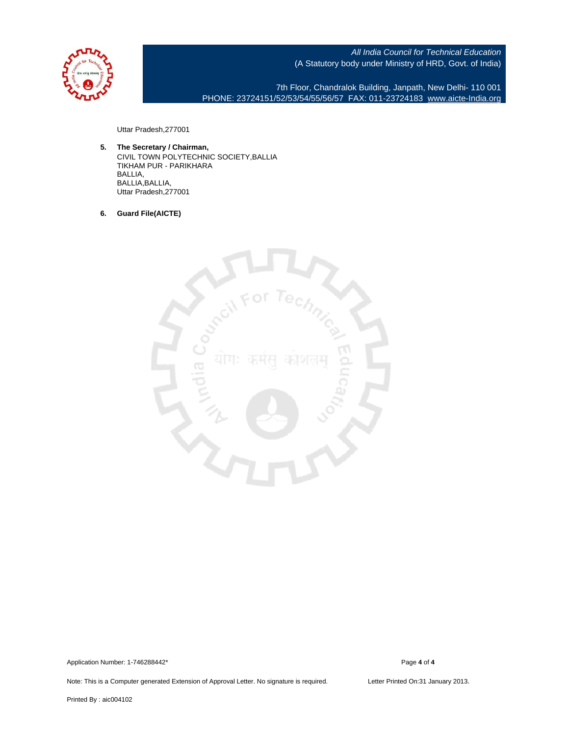Uttar Pradesh,277001

5. **The Secretary / Chairman,**
   CIVIL TOWN POLYTECHNIC SOCIETY,BALLIA
   TIKHAM PUR - PARIKHARA
   BALLIA,
   BALLIA,BALLIA,
   Uttar Pradesh,277001

6. **Guard File(AICTE)**

Application Number: 1-746288442*

Note: This is a Computer generated Extension of Approval Letter. No signature is required.

Letter Printed On:31 January 2013.

Printed By : aic004102